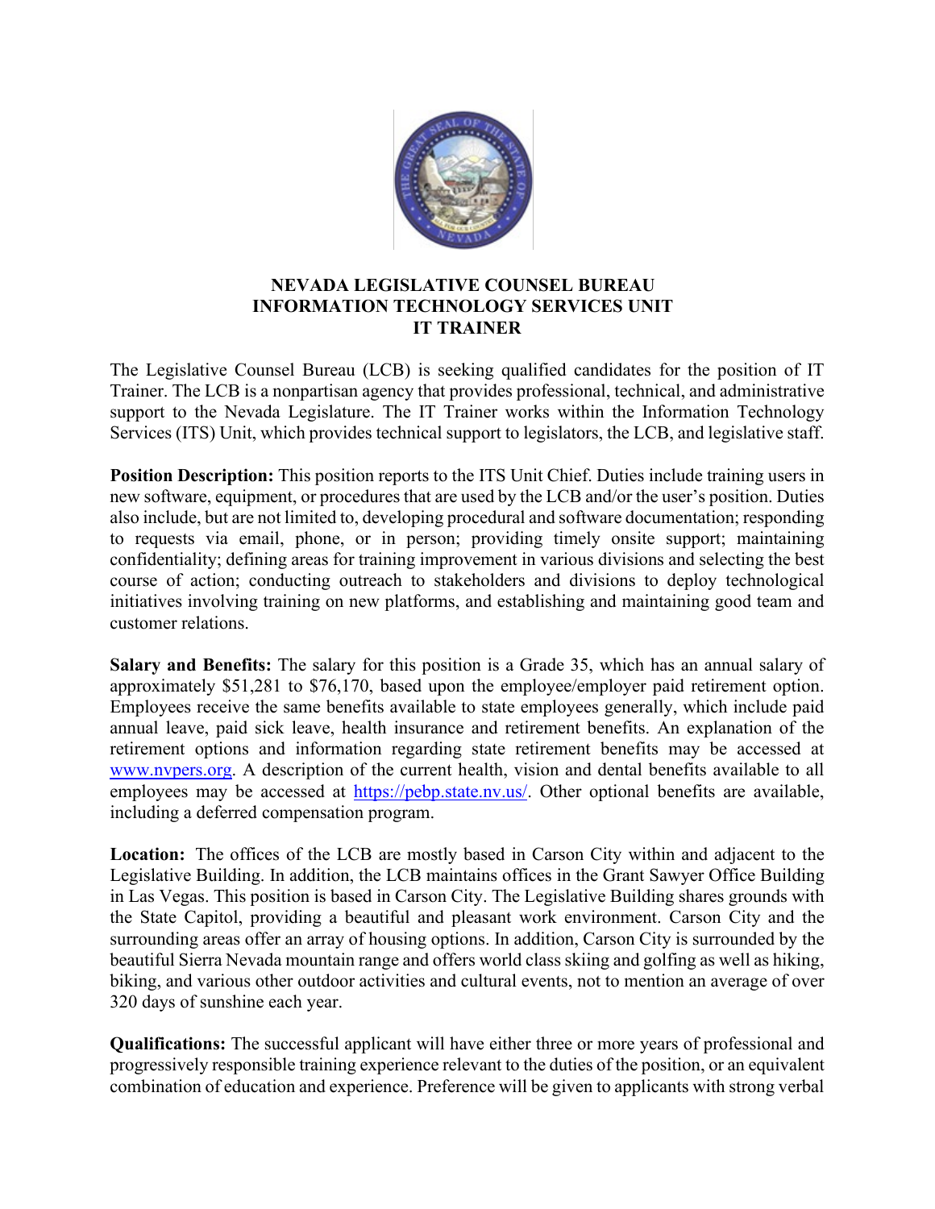# NEVADA LEGISLATIVE COUNSEL BUREAU
## INFORMATION TECHNOLOGY SERVICES UNIT
## IT TRAINER

The Legislative Counsel Bureau (LCB) is seeking qualified candidates for the position of IT Trainer. The LCB is a nonpartisan agency that provides professional, technical, and administrative support to the Nevada Legislature. The IT Trainer works within the Information Technology Services (ITS) Unit, which provides technical support to legislators, the LCB, and legislative staff.

**Position Description:** This position reports to the ITS Unit Chief. Duties include training users in new software, equipment, or procedures that are used by the LCB and/or the user's position. Duties also include, but are not limited to, developing procedural and software documentation; responding to requests via email, phone, or in person; providing timely onsite support; maintaining confidentiality; defining areas for training improvement in various divisions and selecting the best course of action; conducting outreach to stakeholders and divisions to deploy technological initiatives involving training on new platforms, and establishing and maintaining good team and customer relations.

**Salary and Benefits:** The salary for this position is a Grade 35, which has an annual salary of approximately $51,281 to $76,170, based upon the employee/employer paid retirement option. Employees receive the same benefits available to state employees generally, which include paid annual leave, paid sick leave, health insurance and retirement benefits. An explanation of the retirement options and information regarding state retirement benefits may be accessed at [www.nvpers.org](www.nvpers.org). A description of the current health, vision and dental benefits available to all employees may be accessed at [https://pebp.state.nv.us/](https://pebp.state.nv.us/). Other optional benefits are available, including a deferred compensation program.

**Location:** The offices of the LCB are mostly based in Carson City within and adjacent to the Legislative Building. In addition, the LCB maintains offices in the Grant Sawyer Office Building in Las Vegas. This position is based in Carson City. The Legislative Building shares grounds with the State Capitol, providing a beautiful and pleasant work environment. Carson City and the surrounding areas offer an array of housing options. In addition, Carson City is surrounded by the beautiful Sierra Nevada mountain range and offers world class skiing and golfing as well as hiking, biking, and various other outdoor activities and cultural events, not to mention an average of over 320 days of sunshine each year.

**Qualifications:** The successful applicant will have either three or more years of professional and progressively responsible training experience relevant to the duties of the position, or an equivalent combination of education and experience. Preference will be given to applicants with strong verbal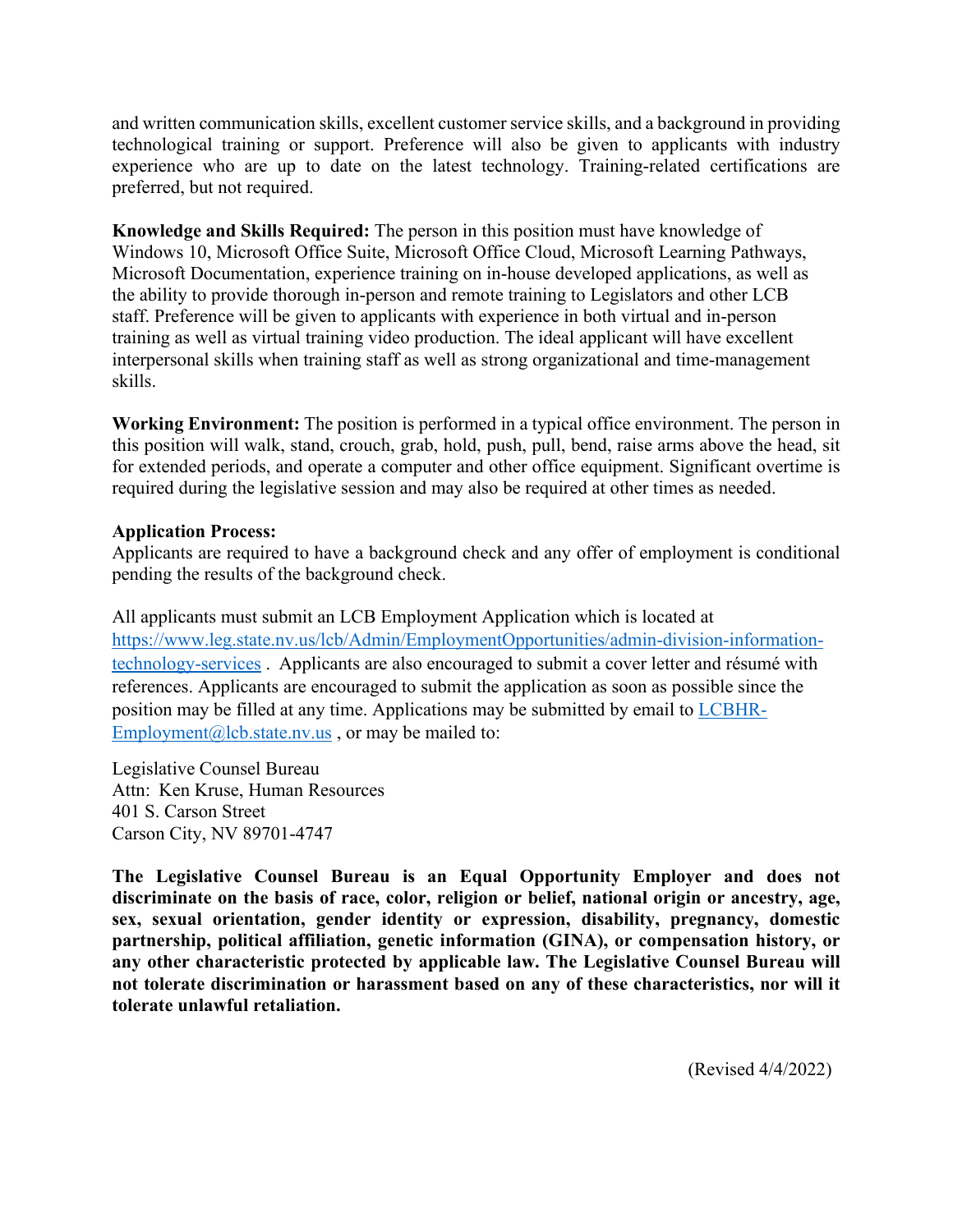and written communication skills, excellent customer service skills, and a background in providing technological training or support. Preference will also be given to applicants with industry experience who are up to date on the latest technology. Training-related certifications are preferred, but not required.

**Knowledge and Skills Required:** The person in this position must have knowledge of Windows 10, Microsoft Office Suite, Microsoft Office Cloud, Microsoft Learning Pathways, Microsoft Documentation, experience training on in-house developed applications, as well as the ability to provide thorough in-person and remote training to Legislators and other LCB staff. Preference will be given to applicants with experience in both virtual and in-person training as well as virtual training video production. The ideal applicant will have excellent interpersonal skills when training staff as well as strong organizational and time-management skills.

**Working Environment:** The position is performed in a typical office environment. The person in this position will walk, stand, crouch, grab, hold, push, pull, bend, raise arms above the head, sit for extended periods, and operate a computer and other office equipment. Significant overtime is required during the legislative session and may also be required at other times as needed.

**Application Process:**

Applicants are required to have a background check and any offer of employment is conditional pending the results of the background check.

All applicants must submit an LCB Employment Application which is located at [https://www.leg.state.nv.us/lcb/Admin/EmploymentOpportunities/admin-division-information-technology-services](https://www.leg.state.nv.us/lcb/Admin/EmploymentOpportunities/admin-division-information-technology-services) . Applicants are also encouraged to submit a cover letter and résumé with references. Applicants are encouraged to submit the application as soon as possible since the position may be filled at any time. Applications may be submitted by email to [LCBHR-Employment@lcb.state.nv.us](mailto:LCBHR-Employment@lcb.state.nv.us) , or may be mailed to:

Legislative Counsel Bureau
Attn: Ken Kruse, Human Resources
401 S. Carson Street
Carson City, NV 89701-4747

**The Legislative Counsel Bureau is an Equal Opportunity Employer and does not discriminate on the basis of race, color, religion or belief, national origin or ancestry, age, sex, sexual orientation, gender identity or expression, disability, pregnancy, domestic partnership, political affiliation, genetic information (GINA), or compensation history, or any other characteristic protected by applicable law. The Legislative Counsel Bureau will not tolerate discrimination or harassment based on any of these characteristics, nor will it tolerate unlawful retaliation.**

(Revised 4/4/2022)